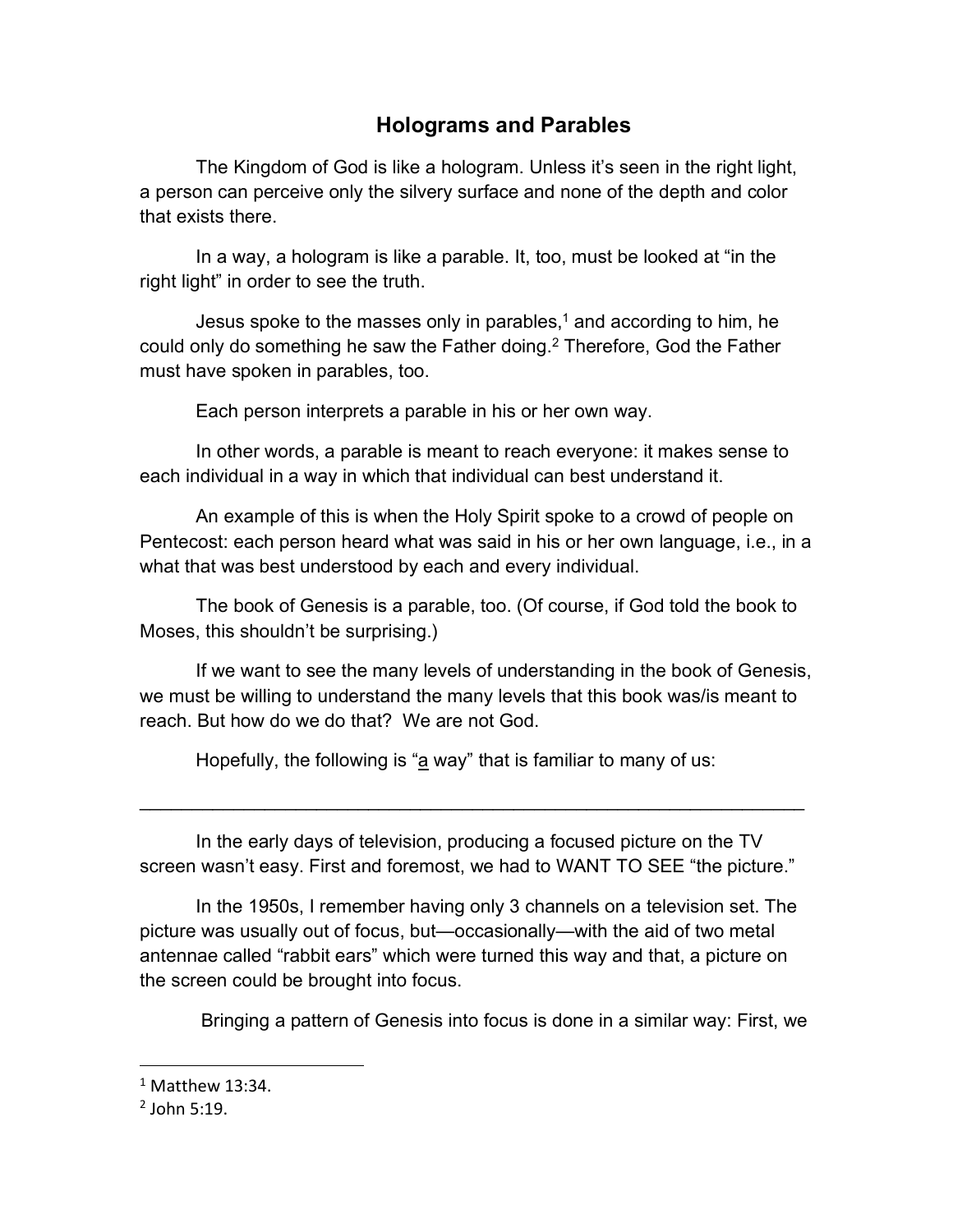# Holograms and Parables

The Kingdom of God is like a hologram. Unless it's seen in the right light, a person can perceive only the silvery surface and none of the depth and color that exists there.

In a way, a hologram is like a parable. It, too, must be looked at "in the right light" in order to see the truth.

Jesus spoke to the masses only in parables,[1] and according to him, he could only do something he saw the Father doing.[2] Therefore, God the Father must have spoken in parables, too.

Each person interprets a parable in his or her own way.

In other words, a parable is meant to reach everyone: it makes sense to each individual in a way in which that individual can best understand it.

An example of this is when the Holy Spirit spoke to a crowd of people on Pentecost: each person heard what was said in his or her own language, i.e., in a what that was best understood by each and every individual.

The book of Genesis is a parable, too. (Of course, if God told the book to Moses, this shouldn't be surprising.)

If we want to see the many levels of understanding in the book of Genesis, we must be willing to understand the many levels that this book was/is meant to reach. But how do we do that? We are not God.

Hopefully, the following is "<u>a</u> way" that is familiar to many of us:

---

In the early days of television, producing a focused picture on the TV screen wasn't easy. First and foremost, we had to WANT TO SEE "the picture."

In the 1950s, I remember having only 3 channels on a television set. The picture was usually out of focus, but—occasionally—with the aid of two metal antennae called "rabbit ears" which were turned this way and that, a picture on the screen could be brought into focus.

Bringing a pattern of Genesis into focus is done in a similar way: First, we

---

[1] Matthew 13:34.

[2] John 5:19.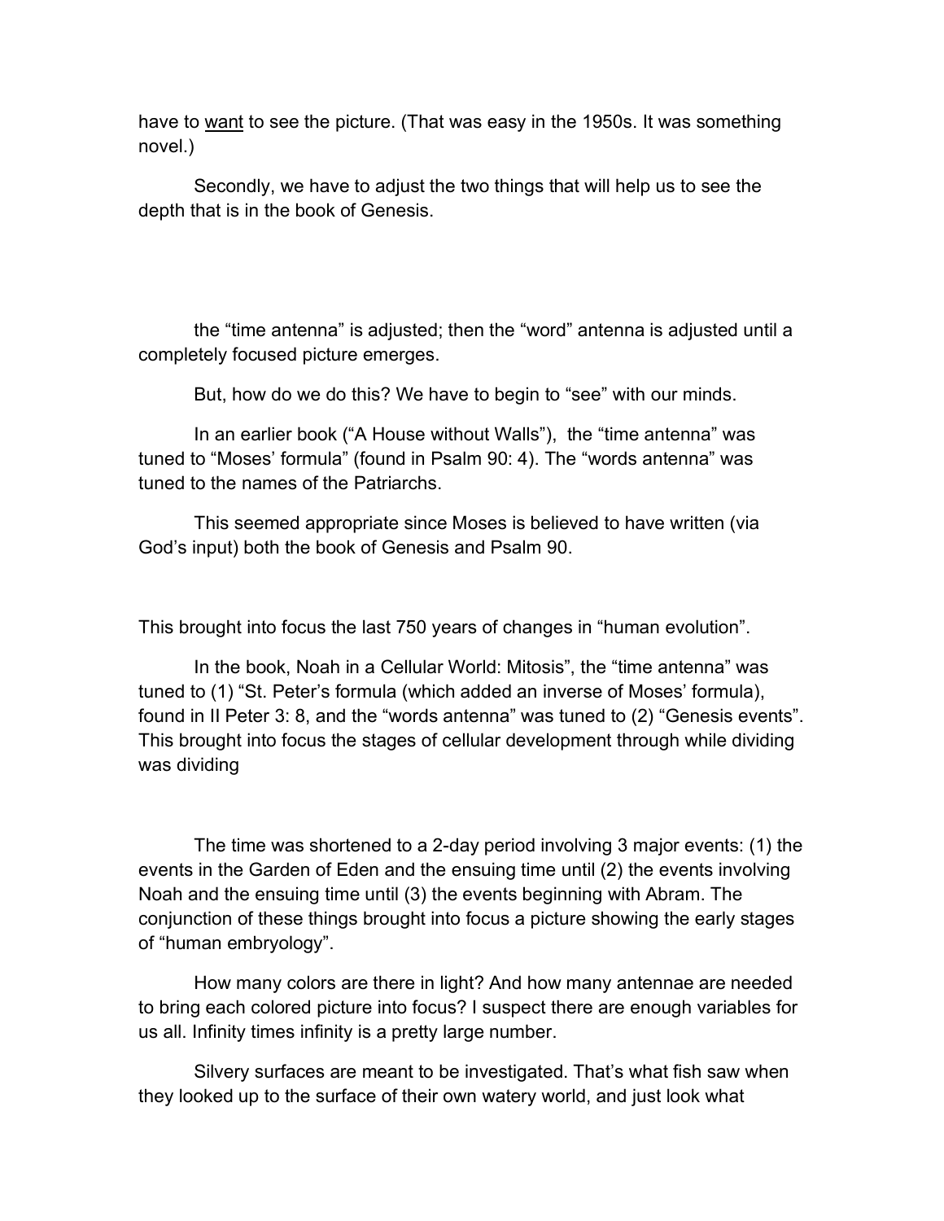have to <u>want</u> to see the picture. (That was easy in the 1950s. It was something novel.)

Secondly, we have to adjust the two things that will help us to see the depth that is in the book of Genesis.

the “time antenna” is adjusted; then the “word” antenna is adjusted until a completely focused picture emerges.

But, how do we do this? We have to begin to “see” with our minds.

In an earlier book (“A House without Walls”), the “time antenna” was tuned to “Moses’ formula” (found in Psalm 90: 4). The “words antenna” was tuned to the names of the Patriarchs.

This seemed appropriate since Moses is believed to have written (via God’s input) both the book of Genesis and Psalm 90.

This brought into focus the last 750 years of changes in “human evolution”.

In the book, Noah in a Cellular World: Mitosis”, the “time antenna” was tuned to (1) “St. Peter’s formula (which added an inverse of Moses’ formula), found in II Peter 3: 8, and the “words antenna” was tuned to (2) “Genesis events”. This brought into focus the stages of cellular development through while dividing was dividing

The time was shortened to a 2-day period involving 3 major events: (1) the events in the Garden of Eden and the ensuing time until (2) the events involving Noah and the ensuing time until (3) the events beginning with Abram. The conjunction of these things brought into focus a picture showing the early stages of “human embryology”.

How many colors are there in light? And how many antennae are needed to bring each colored picture into focus? I suspect there are enough variables for us all. Infinity times infinity is a pretty large number.

Silvery surfaces are meant to be investigated. That’s what fish saw when they looked up to the surface of their own watery world, and just look what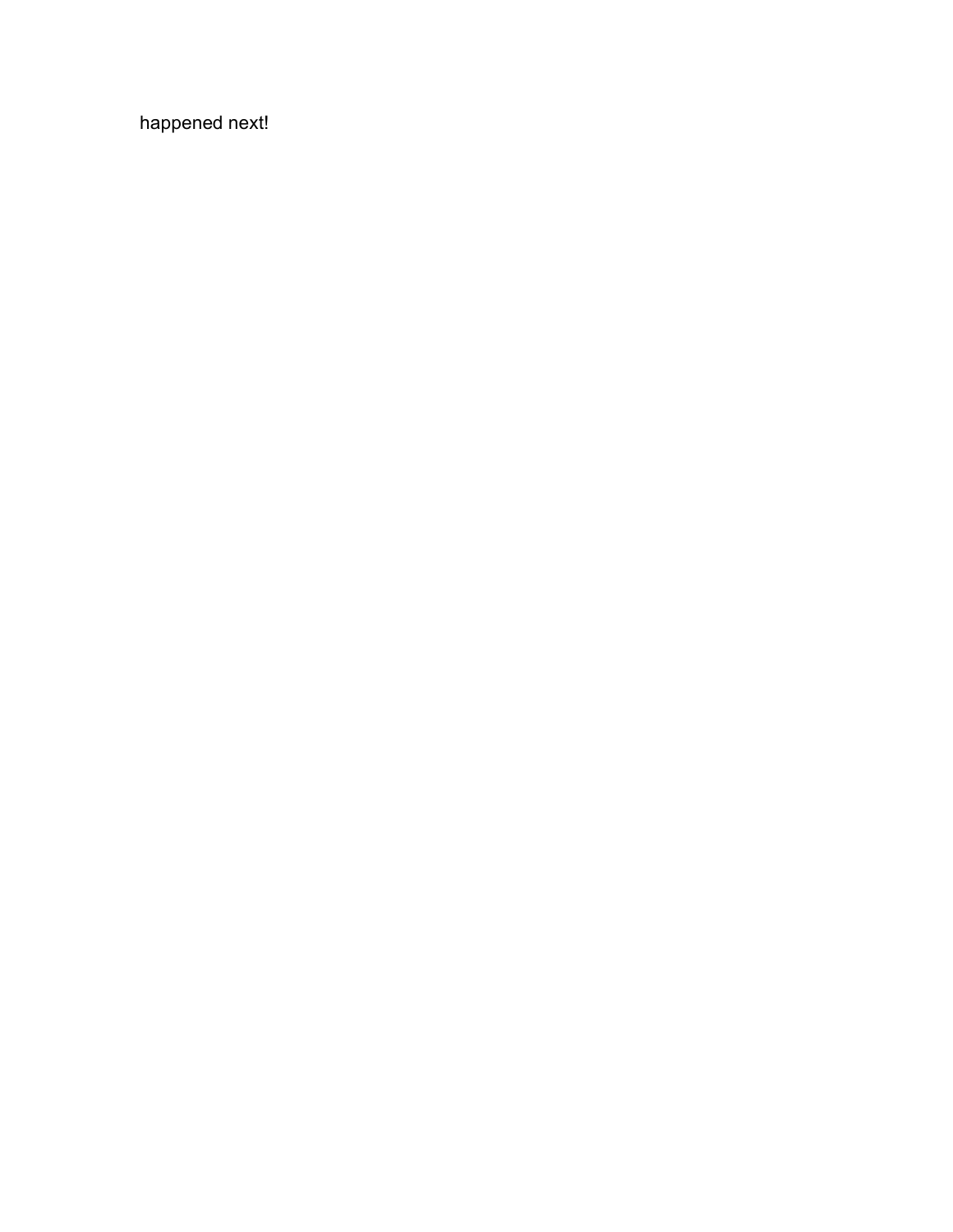happened next!